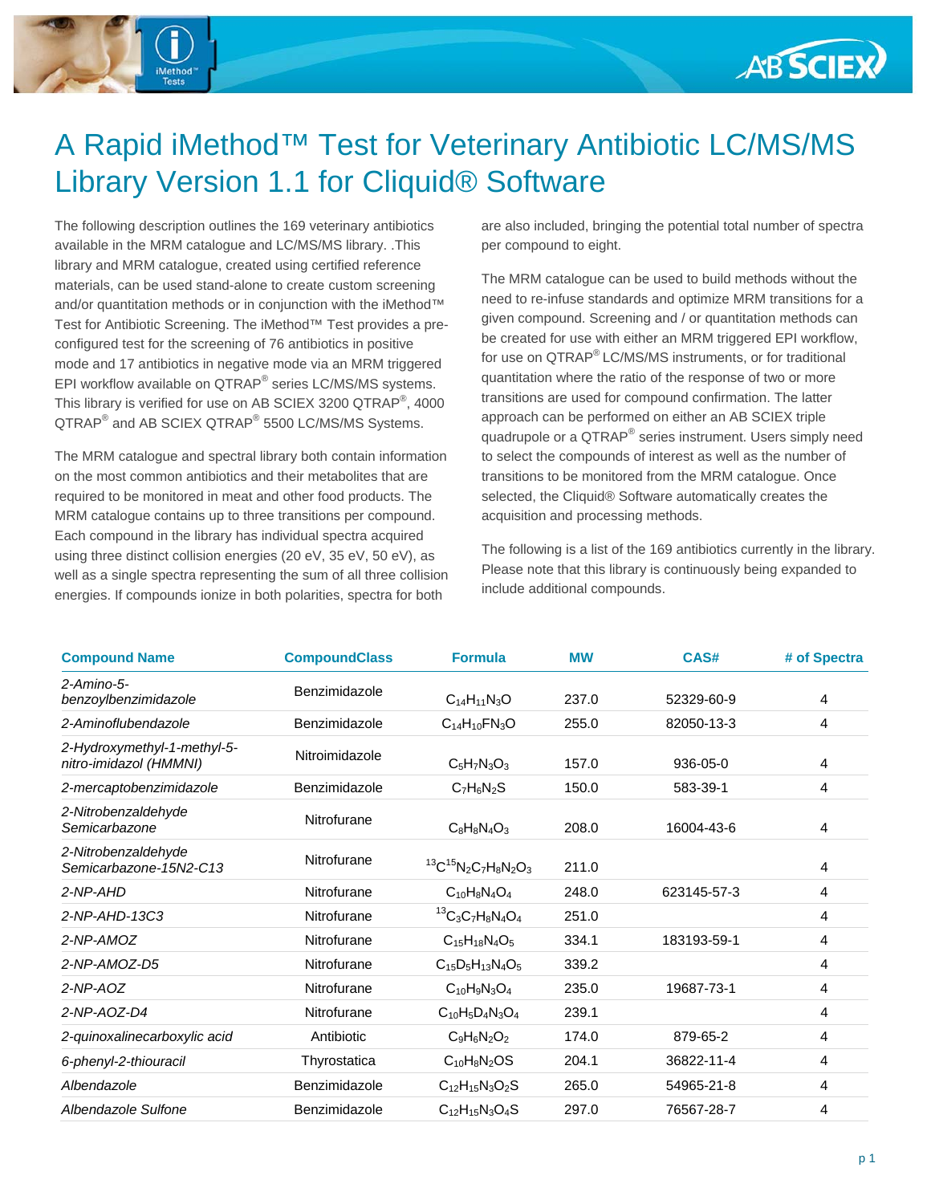# A Rapid iMethod™ Test for Veterinary Antibiotic LC/MS/MS Library Version 1.1 for Cliquid® Software

The following description outlines the 169 veterinary antibiotics available in the MRM catalogue and LC/MS/MS library. .This library and MRM catalogue, created using certified reference materials, can be used stand-alone to create custom screening and/or quantitation methods or in conjunction with the iMethod™ Test for Antibiotic Screening. The iMethod™ Test provides a pre-configured test for the screening of 76 antibiotics in positive mode and 17 antibiotics in negative mode via an MRM triggered EPI workflow available on QTRAP® series LC/MS/MS systems. This library is verified for use on AB SCIEX 3200 QTRAP®, 4000 QTRAP® and AB SCIEX QTRAP® 5500 LC/MS/MS Systems.

The MRM catalogue and spectral library both contain information on the most common antibiotics and their metabolites that are required to be monitored in meat and other food products. The MRM catalogue contains up to three transitions per compound. Each compound in the library has individual spectra acquired using three distinct collision energies (20 eV, 35 eV, 50 eV), as well as a single spectra representing the sum of all three collision energies. If compounds ionize in both polarities, spectra for both are also included, bringing the potential total number of spectra per compound to eight.

The MRM catalogue can be used to build methods without the need to re-infuse standards and optimize MRM transitions for a given compound. Screening and / or quantitation methods can be created for use with either an MRM triggered EPI workflow, for use on QTRAP® LC/MS/MS instruments, or for traditional quantitation where the ratio of the response of two or more transitions are used for compound confirmation. The latter approach can be performed on either an AB SCIEX triple quadrupole or a QTRAP® series instrument. Users simply need to select the compounds of interest as well as the number of transitions to be monitored from the MRM catalogue. Once selected, the Cliquid® Software automatically creates the acquisition and processing methods.

The following is a list of the 169 antibiotics currently in the library. Please note that this library is continuously being expanded to include additional compounds.

| Compound Name | CompoundClass | Formula | MW | CAS# | # of Spectra |
|---|---|---|---|---|---|
| *2-Amino-5-benzoylbenzimidazole* | Benzimidazole | $C_{14}H_{11}N_3O$ | 237.0 | 52329-60-9 | 4 |
| *2-Aminoflubendazole* | Benzimidazole | $C_{14}H_{10}FN_3O$ | 255.0 | 82050-13-3 | 4 |
| *2-Hydroxymethyl-1-methyl-5-nitro-imidazol (HMMNI)* | Nitroimidazole | $C_5H_7N_3O_3$ | 157.0 | 936-05-0 | 4 |
| *2-mercaptobenzimidazole* | Benzimidazole | $C_7H_6N_2S$ | 150.0 | 583-39-1 | 4 |
| *2-Nitrobenzaldehyde Semicarbazone* | Nitrofurane | $C_8H_8N_4O_3$ | 208.0 | 16004-43-6 | 4 |
| *2-Nitrobenzaldehyde Semicarbazone-15N2-C13* | Nitrofurane | $^{13}C^{15}N_2C_7H_8N_2O_3$ | 211.0 | | 4 |
| *2-NP-AHD* | Nitrofurane | $C_{10}H_8N_4O_4$ | 248.0 | 623145-57-3 | 4 |
| *2-NP-AHD-13C3* | Nitrofurane | $^{13}C_3C_7H_8N_4O_4$ | 251.0 | | 4 |
| *2-NP-AMOZ* | Nitrofurane | $C_{15}H_{18}N_4O_5$ | 334.1 | 183193-59-1 | 4 |
| *2-NP-AMOZ-D5* | Nitrofurane | $C_{15}D_5H_{13}N_4O_5$ | 339.2 | | 4 |
| *2-NP-AOZ* | Nitrofurane | $C_{10}H_9N_3O_4$ | 235.0 | 19687-73-1 | 4 |
| *2-NP-AOZ-D4* | Nitrofurane | $C_{10}H_5D_4N_3O_4$ | 239.1 | | 4 |
| *2-quinoxalinecarboxylic acid* | Antibiotic | $C_9H_6N_2O_2$ | 174.0 | 879-65-2 | 4 |
| *6-phenyl-2-thiouracil* | Thyrostatica | $C_{10}H_8N_2OS$ | 204.1 | 36822-11-4 | 4 |
| *Albendazole* | Benzimidazole | $C_{12}H_{15}N_3O_2S$ | 265.0 | 54965-21-8 | 4 |
| *Albendazole Sulfone* | Benzimidazole | $C_{12}H_{15}N_3O_4S$ | 297.0 | 76567-28-7 | 4 |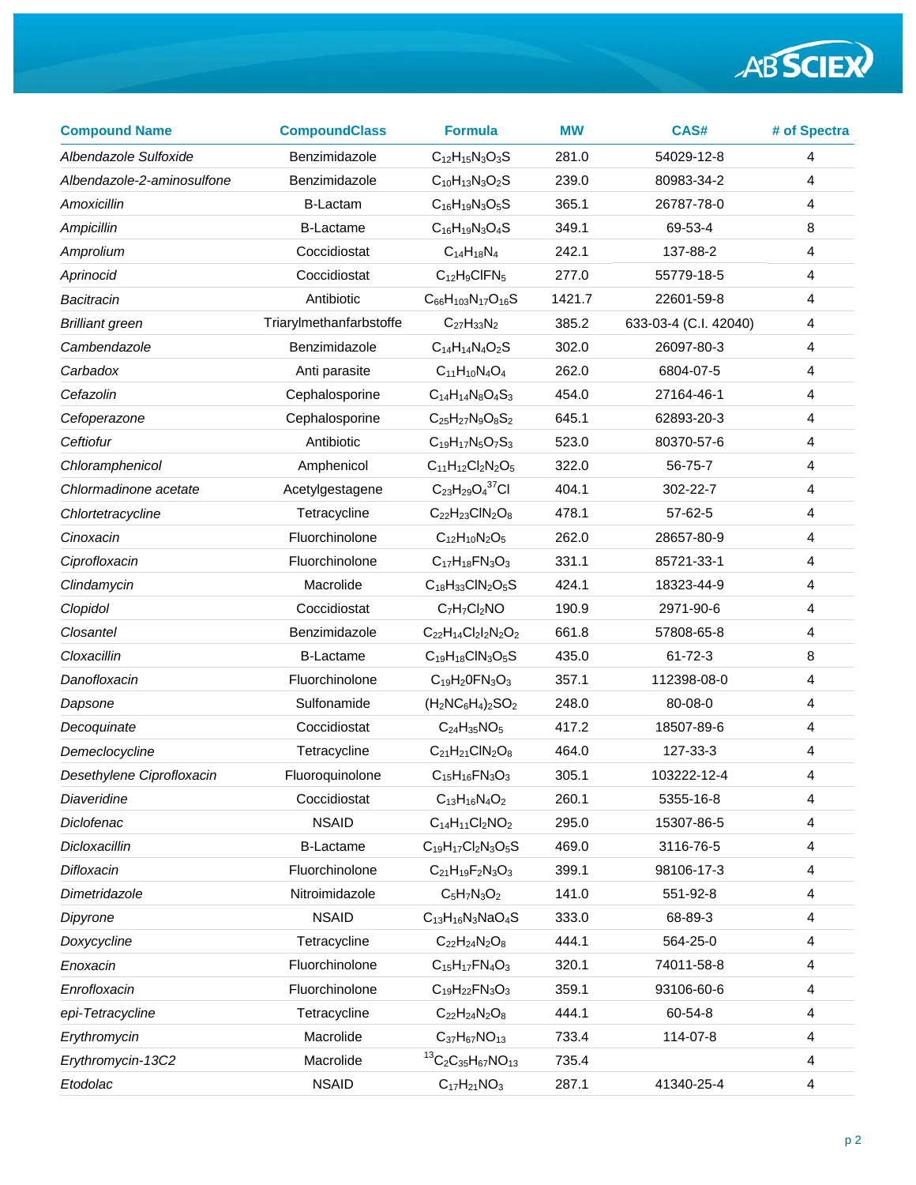| Compound Name | CompoundClass | Formula | MW | CAS# | # of Spectra |
|---|---|---|---|---|---|
| *Albendazole Sulfoxide* | Benzimidazole | $C_{12}H_{15}N_3O_3S$ | 281.0 | 54029-12-8 | 4 |
| *Albendazole-2-aminosulfone* | Benzimidazole | $C_{10}H_{13}N_3O_2S$ | 239.0 | 80983-34-2 | 4 |
| *Amoxicillin* | B-Lactam | $C_{16}H_{19}N_3O_5S$ | 365.1 | 26787-78-0 | 4 |
| *Ampicillin* | B-Lactame | $C_{16}H_{19}N_3O_4S$ | 349.1 | 69-53-4 | 8 |
| *Amprolium* | Coccidiostat | $C_{14}H_{18}N_4$ | 242.1 | 137-88-2 | 4 |
| *Aprinocid* | Coccidiostat | $C_{12}H_9ClFN_5$ | 277.0 | 55779-18-5 | 4 |
| *Bacitracin* | Antibiotic | $C_{66}H_{103}N_{17}O_{16}S$ | 1421.7 | 22601-59-8 | 4 |
| *Brilliant green* | Triarylmethanfarbstoffe | $C_{27}H_{33}N_2$ | 385.2 | 633-03-4 (C.I. 42040) | 4 |
| *Cambendazole* | Benzimidazole | $C_{14}H_{14}N_4O_2S$ | 302.0 | 26097-80-3 | 4 |
| *Carbadox* | Anti parasite | $C_{11}H_{10}N_4O_4$ | 262.0 | 6804-07-5 | 4 |
| *Cefazolin* | Cephalosporine | $C_{14}H_{14}N_8O_4S_3$ | 454.0 | 27164-46-1 | 4 |
| *Cefoperazone* | Cephalosporine | $C_{25}H_{27}N_9O_8S_2$ | 645.1 | 62893-20-3 | 4 |
| *Ceftiofur* | Antibiotic | $C_{19}H_{17}N_5O_7S_3$ | 523.0 | 80370-57-6 | 4 |
| *Chloramphenicol* | Amphenicol | $C_{11}H_{12}Cl_2N_2O_5$ | 322.0 | 56-75-7 | 4 |
| *Chlormadinone acetate* | Acetylgestagene | $C_{23}H_{29}O_4{}^{37}Cl$ | 404.1 | 302-22-7 | 4 |
| *Chlortetracycline* | Tetracycline | $C_{22}H_{23}ClN_2O_8$ | 478.1 | 57-62-5 | 4 |
| *Cinoxacin* | Fluorchinolone | $C_{12}H_{10}N_2O_5$ | 262.0 | 28657-80-9 | 4 |
| *Ciprofloxacin* | Fluorchinolone | $C_{17}H_{18}FN_3O_3$ | 331.1 | 85721-33-1 | 4 |
| *Clindamycin* | Macrolide | $C_{18}H_{33}ClN_2O_5S$ | 424.1 | 18323-44-9 | 4 |
| *Clopidol* | Coccidiostat | $C_7H_7Cl_2NO$ | 190.9 | 2971-90-6 | 4 |
| *Closantel* | Benzimidazole | $C_{22}H_{14}Cl_2I_2N_2O_2$ | 661.8 | 57808-65-8 | 4 |
| *Cloxacillin* | B-Lactame | $C_{19}H_{18}ClN_3O_5S$ | 435.0 | 61-72-3 | 8 |
| *Danofloxacin* | Fluorchinolone | $C_{19}H_20FN_3O_3$ | 357.1 | 112398-08-0 | 4 |
| *Dapsone* | Sulfonamide | $(H_2NC_6H_4)_2SO_2$ | 248.0 | 80-08-0 | 4 |
| *Decoquinate* | Coccidiostat | $C_{24}H_{35}NO_5$ | 417.2 | 18507-89-6 | 4 |
| *Demeclocycline* | Tetracycline | $C_{21}H_{21}ClN_2O_8$ | 464.0 | 127-33-3 | 4 |
| *Desethylene Ciprofloxacin* | Fluoroquinolone | $C_{15}H_{16}FN_3O_3$ | 305.1 | 103222-12-4 | 4 |
| *Diaveridine* | Coccidiostat | $C_{13}H_{16}N_4O_2$ | 260.1 | 5355-16-8 | 4 |
| *Diclofenac* | NSAID | $C_{14}H_{11}Cl_2NO_2$ | 295.0 | 15307-86-5 | 4 |
| *Dicloxacillin* | B-Lactame | $C_{19}H_{17}Cl_2N_3O_5S$ | 469.0 | 3116-76-5 | 4 |
| *Difloxacin* | Fluorchinolone | $C_{21}H_{19}F_2N_3O_3$ | 399.1 | 98106-17-3 | 4 |
| *Dimetridazole* | Nitroimidazole | $C_5H_7N_3O_2$ | 141.0 | 551-92-8 | 4 |
| *Dipyrone* | NSAID | $C_{13}H_{16}N_3NaO_4S$ | 333.0 | 68-89-3 | 4 |
| *Doxycycline* | Tetracycline | $C_{22}H_{24}N_2O_8$ | 444.1 | 564-25-0 | 4 |
| *Enoxacin* | Fluorchinolone | $C_{15}H_{17}FN_4O_3$ | 320.1 | 74011-58-8 | 4 |
| *Enrofloxacin* | Fluorchinolone | $C_{19}H_{22}FN_3O_3$ | 359.1 | 93106-60-6 | 4 |
| *epi-Tetracycline* | Tetracycline | $C_{22}H_{24}N_2O_8$ | 444.1 | 60-54-8 | 4 |
| *Erythromycin* | Macrolide | $C_{37}H_{67}NO_{13}$ | 733.4 | 114-07-8 | 4 |
| *Erythromycin-13C2* | Macrolide | ${}^{13}C_2C_{35}H_{67}NO_{13}$ | 735.4 | | 4 |
| *Etodolac* | NSAID | $C_{17}H_{21}NO_3$ | 287.1 | 41340-25-4 | 4 |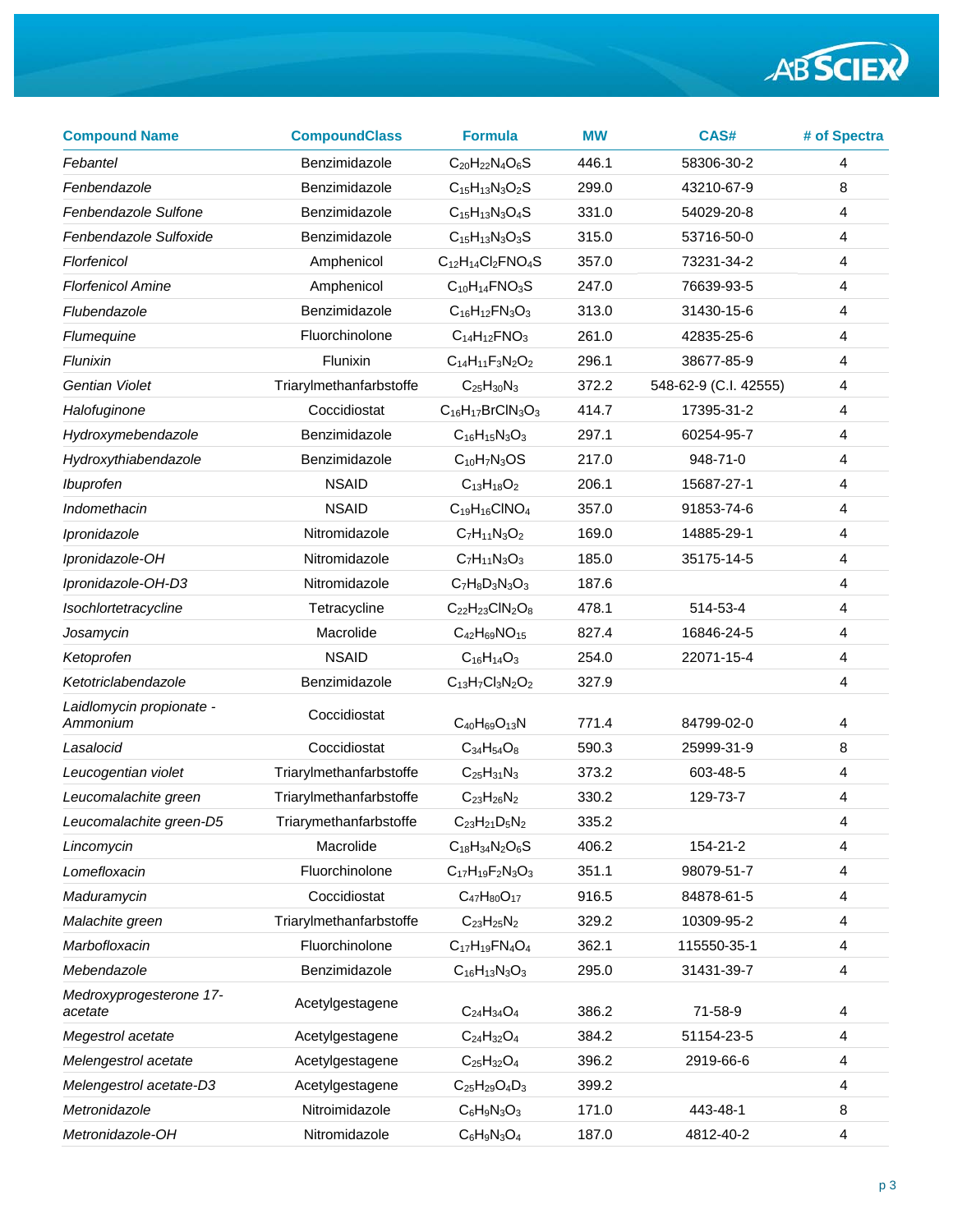| Compound Name | CompoundClass | Formula | MW | CAS# | # of Spectra |
|---|---|---|---|---|---|
| *Febantel* | Benzimidazole | $C_{20}H_{22}N_4O_6S$ | 446.1 | 58306-30-2 | 4 |
| *Fenbendazole* | Benzimidazole | $C_{15}H_{13}N_3O_2S$ | 299.0 | 43210-67-9 | 8 |
| *Fenbendazole Sulfone* | Benzimidazole | $C_{15}H_{13}N_3O_4S$ | 331.0 | 54029-20-8 | 4 |
| *Fenbendazole Sulfoxide* | Benzimidazole | $C_{15}H_{13}N_3O_3S$ | 315.0 | 53716-50-0 | 4 |
| *Florfenicol* | Amphenicol | $C_{12}H_{14}Cl_2FNO_4S$ | 357.0 | 73231-34-2 | 4 |
| *Florfenicol Amine* | Amphenicol | $C_{10}H_{14}FNO_3S$ | 247.0 | 76639-93-5 | 4 |
| *Flubendazole* | Benzimidazole | $C_{16}H_{12}FN_3O_3$ | 313.0 | 31430-15-6 | 4 |
| *Flumequine* | Fluorchinolone | $C_{14}H_{12}FNO_3$ | 261.0 | 42835-25-6 | 4 |
| *Flunixin* | Flunixin | $C_{14}H_{11}F_3N_2O_2$ | 296.1 | 38677-85-9 | 4 |
| *Gentian Violet* | Triarylmethanfarbstoffe | $C_{25}H_{30}N_3$ | 372.2 | 548-62-9 (C.I. 42555) | 4 |
| *Halofuginone* | Coccidiostat | $C_{16}H_{17}BrClN_3O_3$ | 414.7 | 17395-31-2 | 4 |
| *Hydroxymebendazole* | Benzimidazole | $C_{16}H_{15}N_3O_3$ | 297.1 | 60254-95-7 | 4 |
| *Hydroxythiabendazole* | Benzimidazole | $C_{10}H_7N_3OS$ | 217.0 | 948-71-0 | 4 |
| *Ibuprofen* | NSAID | $C_{13}H_{18}O_2$ | 206.1 | 15687-27-1 | 4 |
| *Indomethacin* | NSAID | $C_{19}H_{16}ClNO_4$ | 357.0 | 91853-74-6 | 4 |
| *Ipronidazole* | Nitromidazole | $C_7H_{11}N_3O_2$ | 169.0 | 14885-29-1 | 4 |
| *Ipronidazole-OH* | Nitromidazole | $C_7H_{11}N_3O_3$ | 185.0 | 35175-14-5 | 4 |
| *Ipronidazole-OH-D3* | Nitromidazole | $C_7H_8D_3N_3O_3$ | 187.6 | | 4 |
| *Isochlortetracycline* | Tetracycline | $C_{22}H_{23}ClN_2O_8$ | 478.1 | 514-53-4 | 4 |
| *Josamycin* | Macrolide | $C_{42}H_{69}NO_{15}$ | 827.4 | 16846-24-5 | 4 |
| *Ketoprofen* | NSAID | $C_{16}H_{14}O_3$ | 254.0 | 22071-15-4 | 4 |
| *Ketotriclabendazole* | Benzimidazole | $C_{13}H_7Cl_3N_2O_2$ | 327.9 | | 4 |
| *Laidlomycin propionate - Ammonium* | Coccidiostat | $C_{40}H_{69}O_{13}N$ | 771.4 | 84799-02-0 | 4 |
| *Lasalocid* | Coccidiostat | $C_{34}H_{54}O_8$ | 590.3 | 25999-31-9 | 8 |
| *Leucogentian violet* | Triarylmethanfarbstoffe | $C_{25}H_{31}N_3$ | 373.2 | 603-48-5 | 4 |
| *Leucomalachite green* | Triarylmethanfarbstoffe | $C_{23}H_{26}N_2$ | 330.2 | 129-73-7 | 4 |
| *Leucomalachite green-D5* | Triarymethanfarbstoffe | $C_{23}H_{21}D_5N_2$ | 335.2 | | 4 |
| *Lincomycin* | Macrolide | $C_{18}H_{34}N_2O_6S$ | 406.2 | 154-21-2 | 4 |
| *Lomefloxacin* | Fluorchinolone | $C_{17}H_{19}F_2N_3O_3$ | 351.1 | 98079-51-7 | 4 |
| *Maduramycin* | Coccidiostat | $C_{47}H_{80}O_{17}$ | 916.5 | 84878-61-5 | 4 |
| *Malachite green* | Triarylmethanfarbstoffe | $C_{23}H_{25}N_2$ | 329.2 | 10309-95-2 | 4 |
| *Marbofloxacin* | Fluorchinolone | $C_{17}H_{19}FN_4O_4$ | 362.1 | 115550-35-1 | 4 |
| *Mebendazole* | Benzimidazole | $C_{16}H_{13}N_3O_3$ | 295.0 | 31431-39-7 | 4 |
| *Medroxyprogesterone 17-acetate* | Acetylgestagene | $C_{24}H_{34}O_4$ | 386.2 | 71-58-9 | 4 |
| *Megestrol acetate* | Acetylgestagene | $C_{24}H_{32}O_4$ | 384.2 | 51154-23-5 | 4 |
| *Melengestrol acetate* | Acetylgestagene | $C_{25}H_{32}O_4$ | 396.2 | 2919-66-6 | 4 |
| *Melengestrol acetate-D3* | Acetylgestagene | $C_{25}H_{29}O_4D_3$ | 399.2 | | 4 |
| *Metronidazole* | Nitroimidazole | $C_6H_9N_3O_3$ | 171.0 | 443-48-1 | 8 |
| *Metronidazole-OH* | Nitromidazole | $C_6H_9N_3O_4$ | 187.0 | 4812-40-2 | 4 |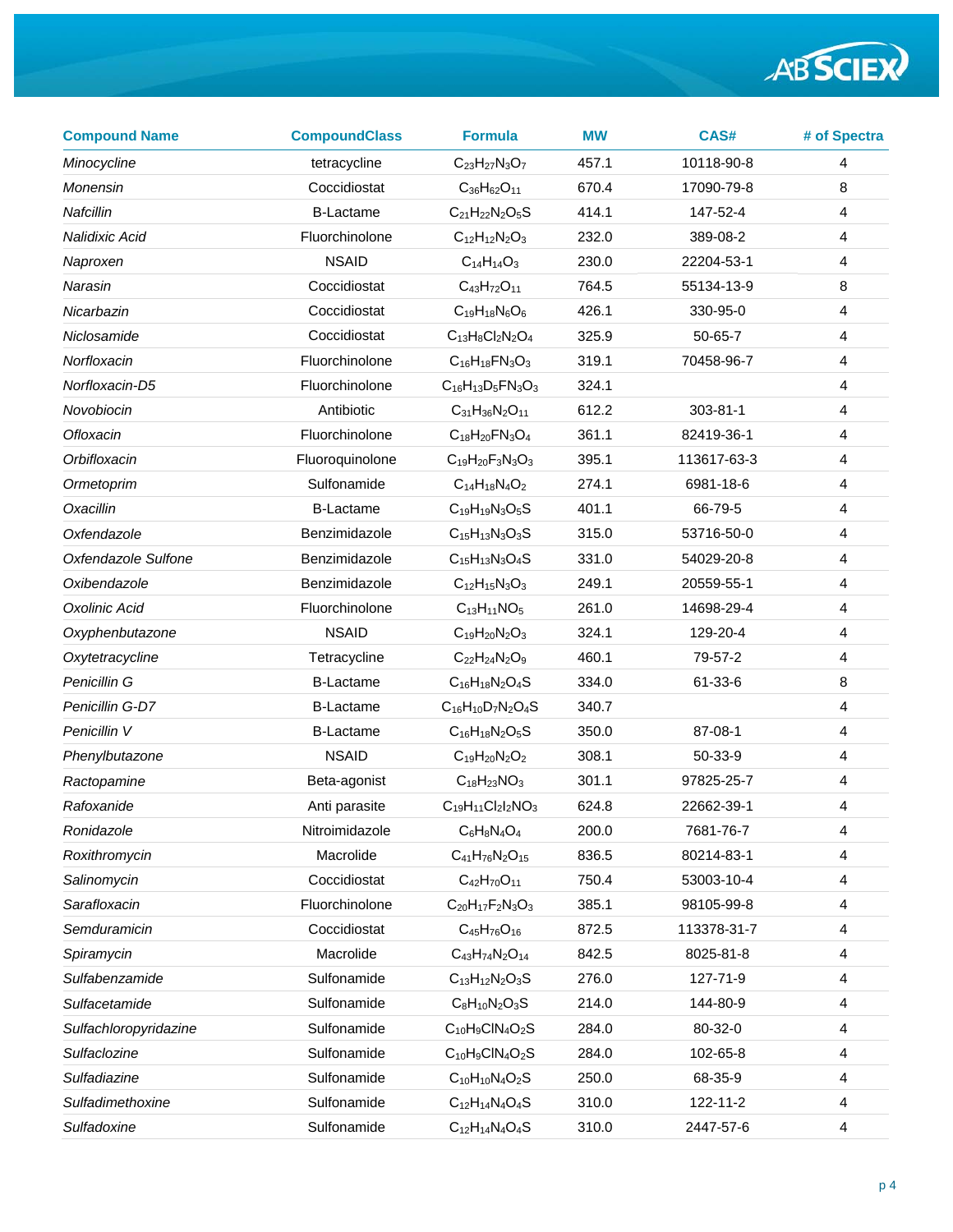| Compound Name | CompoundClass | Formula | MW | CAS# | # of Spectra |
|---|---|---|---|---|---|
| *Minocycline* | tetracycline | $C_{23}H_{27}N_3O_7$ | 457.1 | 10118-90-8 | 4 |
| *Monensin* | Coccidiostat | $C_{36}H_{62}O_{11}$ | 670.4 | 17090-79-8 | 8 |
| *Nafcillin* | B-Lactame | $C_{21}H_{22}N_2O_5S$ | 414.1 | 147-52-4 | 4 |
| *Nalidixic Acid* | Fluorchinolone | $C_{12}H_{12}N_2O_3$ | 232.0 | 389-08-2 | 4 |
| *Naproxen* | NSAID | $C_{14}H_{14}O_3$ | 230.0 | 22204-53-1 | 4 |
| *Narasin* | Coccidiostat | $C_{43}H_{72}O_{11}$ | 764.5 | 55134-13-9 | 8 |
| *Nicarbazin* | Coccidiostat | $C_{19}H_{18}N_6O_6$ | 426.1 | 330-95-0 | 4 |
| *Niclosamide* | Coccidiostat | $C_{13}H_8Cl_2N_2O_4$ | 325.9 | 50-65-7 | 4 |
| *Norfloxacin* | Fluorchinolone | $C_{16}H_{18}FN_3O_3$ | 319.1 | 70458-96-7 | 4 |
| *Norfloxacin-D5* | Fluorchinolone | $C_{16}H_{13}D_5FN_3O_3$ | 324.1 | | 4 |
| *Novobiocin* | Antibiotic | $C_{31}H_{36}N_2O_{11}$ | 612.2 | 303-81-1 | 4 |
| *Ofloxacin* | Fluorchinolone | $C_{18}H_{20}FN_3O_4$ | 361.1 | 82419-36-1 | 4 |
| *Orbifloxacin* | Fluoroquinolone | $C_{19}H_{20}F_3N_3O_3$ | 395.1 | 113617-63-3 | 4 |
| *Ormetoprim* | Sulfonamide | $C_{14}H_{18}N_4O_2$ | 274.1 | 6981-18-6 | 4 |
| *Oxacillin* | B-Lactame | $C_{19}H_{19}N_3O_5S$ | 401.1 | 66-79-5 | 4 |
| *Oxfendazole* | Benzimidazole | $C_{15}H_{13}N_3O_3S$ | 315.0 | 53716-50-0 | 4 |
| *Oxfendazole Sulfone* | Benzimidazole | $C_{15}H_{13}N_3O_4S$ | 331.0 | 54029-20-8 | 4 |
| *Oxibendazole* | Benzimidazole | $C_{12}H_{15}N_3O_3$ | 249.1 | 20559-55-1 | 4 |
| *Oxolinic Acid* | Fluorchinolone | $C_{13}H_{11}NO_5$ | 261.0 | 14698-29-4 | 4 |
| *Oxyphenbutazone* | NSAID | $C_{19}H_{20}N_2O_3$ | 324.1 | 129-20-4 | 4 |
| *Oxytetracycline* | Tetracycline | $C_{22}H_{24}N_2O_9$ | 460.1 | 79-57-2 | 4 |
| *Penicillin G* | B-Lactame | $C_{16}H_{18}N_2O_4S$ | 334.0 | 61-33-6 | 8 |
| *Penicillin G-D7* | B-Lactame | $C_{16}H_{10}D_7N_2O_4S$ | 340.7 | | 4 |
| *Penicillin V* | B-Lactame | $C_{16}H_{18}N_2O_5S$ | 350.0 | 87-08-1 | 4 |
| *Phenylbutazone* | NSAID | $C_{19}H_{20}N_2O_2$ | 308.1 | 50-33-9 | 4 |
| *Ractopamine* | Beta-agonist | $C_{18}H_{23}NO_3$ | 301.1 | 97825-25-7 | 4 |
| *Rafoxanide* | Anti parasite | $C_{19}H_{11}Cl_2I_2NO_3$ | 624.8 | 22662-39-1 | 4 |
| *Ronidazole* | Nitroimidazole | $C_6H_8N_4O_4$ | 200.0 | 7681-76-7 | 4 |
| *Roxithromycin* | Macrolide | $C_{41}H_{76}N_2O_{15}$ | 836.5 | 80214-83-1 | 4 |
| *Salinomycin* | Coccidiostat | $C_{42}H_{70}O_{11}$ | 750.4 | 53003-10-4 | 4 |
| *Sarafloxacin* | Fluorchinolone | $C_{20}H_{17}F_2N_3O_3$ | 385.1 | 98105-99-8 | 4 |
| *Semduramicin* | Coccidiostat | $C_{45}H_{76}O_{16}$ | 872.5 | 113378-31-7 | 4 |
| *Spiramycin* | Macrolide | $C_{43}H_{74}N_2O_{14}$ | 842.5 | 8025-81-8 | 4 |
| *Sulfabenzamide* | Sulfonamide | $C_{13}H_{12}N_2O_3S$ | 276.0 | 127-71-9 | 4 |
| *Sulfacetamide* | Sulfonamide | $C_8H_{10}N_2O_3S$ | 214.0 | 144-80-9 | 4 |
| *Sulfachloropyridazine* | Sulfonamide | $C_{10}H_9ClN_4O_2S$ | 284.0 | 80-32-0 | 4 |
| *Sulfaclozine* | Sulfonamide | $C_{10}H_9ClN_4O_2S$ | 284.0 | 102-65-8 | 4 |
| *Sulfadiazine* | Sulfonamide | $C_{10}H_{10}N_4O_2S$ | 250.0 | 68-35-9 | 4 |
| *Sulfadimethoxine* | Sulfonamide | $C_{12}H_{14}N_4O_4S$ | 310.0 | 122-11-2 | 4 |
| *Sulfadoxine* | Sulfonamide | $C_{12}H_{14}N_4O_4S$ | 310.0 | 2447-57-6 | 4 |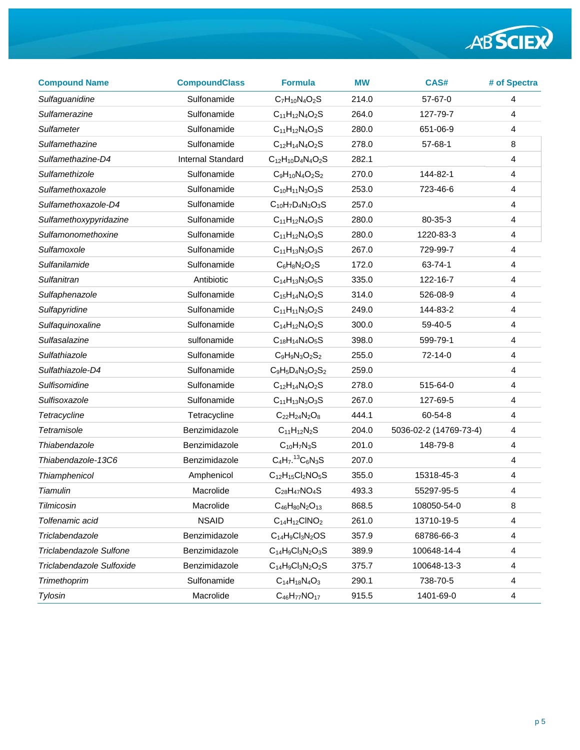| Compound Name | CompoundClass | Formula | MW | CAS# | # of Spectra |
|---|---|---|---|---|---|
| *Sulfaguanidine* | Sulfonamide | $C_7H_{10}N_4O_2S$ | 214.0 | 57-67-0 | 4 |
| *Sulfamerazine* | Sulfonamide | $C_{11}H_{12}N_4O_2S$ | 264.0 | 127-79-7 | 4 |
| *Sulfameter* | Sulfonamide | $C_{11}H_{12}N_4O_3S$ | 280.0 | 651-06-9 | 4 |
| *Sulfamethazine* | Sulfonamide | $C_{12}H_{14}N_4O_2S$ | 278.0 | 57-68-1 | 8 |
| *Sulfamethazine-D4* | Internal Standard | $C_{12}H_{10}D_4N_4O_2S$ | 282.1 | | 4 |
| *Sulfamethizole* | Sulfonamide | $C_9H_{10}N_4O_2S_2$ | 270.0 | 144-82-1 | 4 |
| *Sulfamethoxazole* | Sulfonamide | $C_{10}H_{11}N_3O_3S$ | 253.0 | 723-46-6 | 4 |
| *Sulfamethoxazole-D4* | Sulfonamide | $C_{10}H_7D_4N_3O_3S$ | 257.0 | | 4 |
| *Sulfamethoxypyridazine* | Sulfonamide | $C_{11}H_{12}N_4O_3S$ | 280.0 | 80-35-3 | 4 |
| *Sulfamonomethoxine* | Sulfonamide | $C_{11}H_{12}N_4O_3S$ | 280.0 | 1220-83-3 | 4 |
| *Sulfamoxole* | Sulfonamide | $C_{11}H_{13}N_3O_3S$ | 267.0 | 729-99-7 | 4 |
| *Sulfanilamide* | Sulfonamide | $C_6H_8N_2O_2S$ | 172.0 | 63-74-1 | 4 |
| *Sulfanitran* | Antibiotic | $C_{14}H_{13}N_3O_5S$ | 335.0 | 122-16-7 | 4 |
| *Sulfaphenazole* | Sulfonamide | $C_{15}H_{14}N_4O_2S$ | 314.0 | 526-08-9 | 4 |
| *Sulfapyridine* | Sulfonamide | $C_{11}H_{11}N_3O_2S$ | 249.0 | 144-83-2 | 4 |
| *Sulfaquinoxaline* | Sulfonamide | $C_{14}H_{12}N_4O_2S$ | 300.0 | 59-40-5 | 4 |
| *Sulfasalazine* | sulfonamide | $C_{18}H_{14}N_4O_5S$ | 398.0 | 599-79-1 | 4 |
| *Sulfathiazole* | Sulfonamide | $C_9H_9N_3O_2S_2$ | 255.0 | 72-14-0 | 4 |
| *Sulfathiazole-D4* | Sulfonamide | $C_9H_5D_4N_3O_2S_2$ | 259.0 | | 4 |
| *Sulfisomidine* | Sulfonamide | $C_{12}H_{14}N_4O_2S$ | 278.0 | 515-64-0 | 4 |
| *Sulfisoxazole* | Sulfonamide | $C_{11}H_{13}N_3O_3S$ | 267.0 | 127-69-5 | 4 |
| *Tetracycline* | Tetracycline | $C_{22}H_{24}N_2O_8$ | 444.1 | 60-54-8 | 4 |
| *Tetramisole* | Benzimidazole | $C_{11}H_{12}N_2S$ | 204.0 | 5036-02-2 (14769-73-4) | 4 |
| *Thiabendazole* | Benzimidazole | $C_{10}H_7N_3S$ | 201.0 | 148-79-8 | 4 |
| *Thiabendazole-13C6* | Benzimidazole | $C_4H_7.{}^{13}C_6N_3S$ | 207.0 | | 4 |
| *Thiamphenicol* | Amphenicol | $C_{12}H_{15}Cl_2NO_5S$ | 355.0 | 15318-45-3 | 4 |
| *Tiamulin* | Macrolide | $C_{28}H_{47}NO_4S$ | 493.3 | 55297-95-5 | 4 |
| *Tilmicosin* | Macrolide | $C_{46}H_{80}N_2O_{13}$ | 868.5 | 108050-54-0 | 8 |
| *Tolfenamic acid* | NSAID | $C_{14}H_{12}ClNO_2$ | 261.0 | 13710-19-5 | 4 |
| *Triclabendazole* | Benzimidazole | $C_{14}H_9Cl_3N_2OS$ | 357.9 | 68786-66-3 | 4 |
| *Triclabendazole Sulfone* | Benzimidazole | $C_{14}H_9Cl_3N_2O_3S$ | 389.9 | 100648-14-4 | 4 |
| *Triclabendazole Sulfoxide* | Benzimidazole | $C_{14}H_9Cl_3N_2O_2S$ | 375.7 | 100648-13-3 | 4 |
| *Trimethoprim* | Sulfonamide | $C_{14}H_{18}N_4O_3$ | 290.1 | 738-70-5 | 4 |
| *Tylosin* | Macrolide | $C_{46}H_{77}NO_{17}$ | 915.5 | 1401-69-0 | 4 |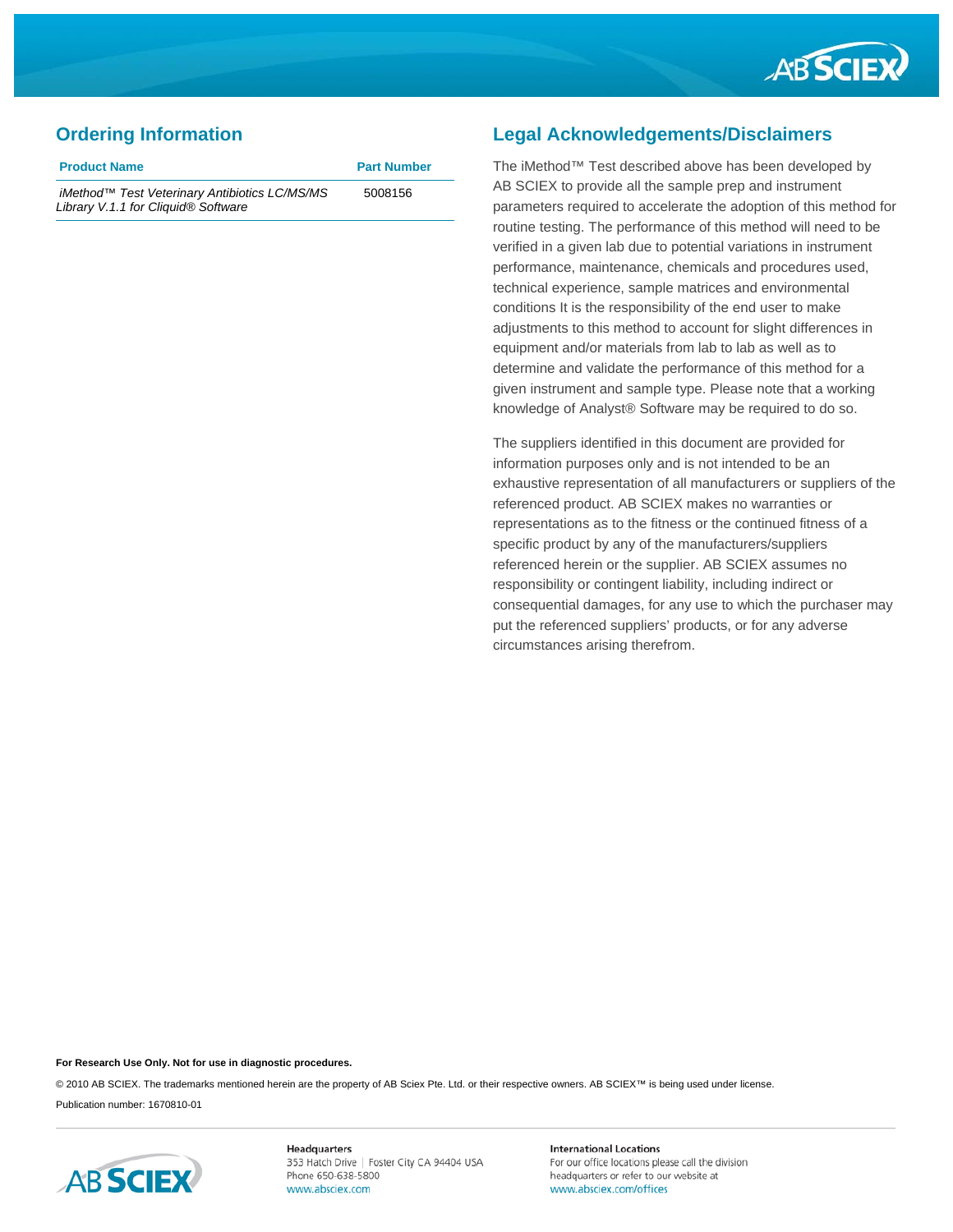## Ordering Information

| Product Name | Part Number |
|---|---|
| *iMethod™ Test Veterinary Antibiotics LC/MS/MS Library V.1.1 for Cliquid® Software* | 5008156 |

## Legal Acknowledgements/Disclaimers

The iMethod™ Test described above has been developed by AB SCIEX to provide all the sample prep and instrument parameters required to accelerate the adoption of this method for routine testing. The performance of this method will need to be verified in a given lab due to potential variations in instrument performance, maintenance, chemicals and procedures used, technical experience, sample matrices and environmental conditions It is the responsibility of the end user to make adjustments to this method to account for slight differences in equipment and/or materials from lab to lab as well as to determine and validate the performance of this method for a given instrument and sample type. Please note that a working knowledge of Analyst® Software may be required to do so.

The suppliers identified in this document are provided for information purposes only and is not intended to be an exhaustive representation of all manufacturers or suppliers of the referenced product. AB SCIEX makes no warranties or representations as to the fitness or the continued fitness of a specific product by any of the manufacturers/suppliers referenced herein or the supplier. AB SCIEX assumes no responsibility or contingent liability, including indirect or consequential damages, for any use to which the purchaser may put the referenced suppliers' products, or for any adverse circumstances arising therefrom.

**For Research Use Only. Not for use in diagnostic procedures.**

© 2010 AB SCIEX. The trademarks mentioned herein are the property of AB Sciex Pte. Ltd. or their respective owners. AB SCIEX™ is being used under license.

Publication number: 1670810-01

**Headquarters**
353 Hatch Drive | Foster City CA 94404 USA
Phone 650-638-5800
www.absciex.com

**International Locations**
For our office locations please call the division headquarters or refer to our website at
www.absciex.com/offices